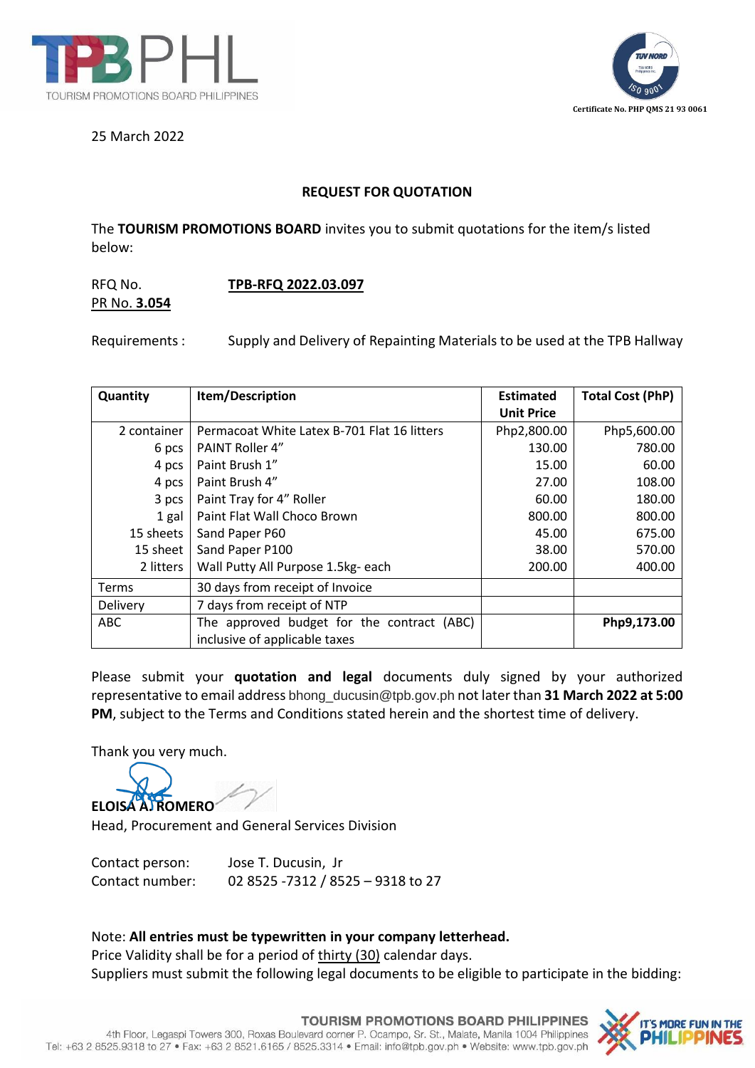TPBPHL
TOURISM PROMOTIONS BOARD PHILIPPINES

Certificate No. PHP QMS 21 93 0061

25 March 2022

## REQUEST FOR QUOTATION

The **TOURISM PROMOTIONS BOARD** invites you to submit quotations for the item/s listed below:

RFQ No. **TPB-RFQ 2022.03.097**
PR No. **3.054**

Requirements : Supply and Delivery of Repainting Materials to be used at the TPB Hallway

| Quantity | Item/Description | Estimated Unit Price | Total Cost (PhP) |
|---|---|---|---|
| 2 container | Permacoat White Latex B-701 Flat 16 litters | Php2,800.00 | Php5,600.00 |
| 6 pcs | PAINT Roller 4" | 130.00 | 780.00 |
| 4 pcs | Paint Brush 1" | 15.00 | 60.00 |
| 4 pcs | Paint Brush 4" | 27.00 | 108.00 |
| 3 pcs | Paint Tray for 4" Roller | 60.00 | 180.00 |
| 1 gal | Paint Flat Wall Choco Brown | 800.00 | 800.00 |
| 15 sheets | Sand Paper P60 | 45.00 | 675.00 |
| 15 sheet | Sand Paper P100 | 38.00 | 570.00 |
| 2 litters | Wall Putty All Purpose 1.5kg- each | 200.00 | 400.00 |
| Terms | 30 days from receipt of Invoice | | |
| Delivery | 7 days from receipt of NTP | | |
| ABC | The approved budget for the contract (ABC) inclusive of applicable taxes | | **Php9,173.00** |

Please submit your **quotation and legal** documents duly signed by your authorized representative to email address bhong_ducusin@tpb.gov.ph not later than **31 March 2022 at 5:00 PM**, subject to the Terms and Conditions stated herein and the shortest time of delivery.

Thank you very much.

**ELOISA A. ROMERO**
Head, Procurement and General Services Division

Contact person: Jose T. Ducusin, Jr
Contact number: 02 8525 -7312 / 8525 – 9318 to 27

Note: **All entries must be typewritten in your company letterhead.**
Price Validity shall be for a period of thirty (30) calendar days.
Suppliers must submit the following legal documents to be eligible to participate in the bidding: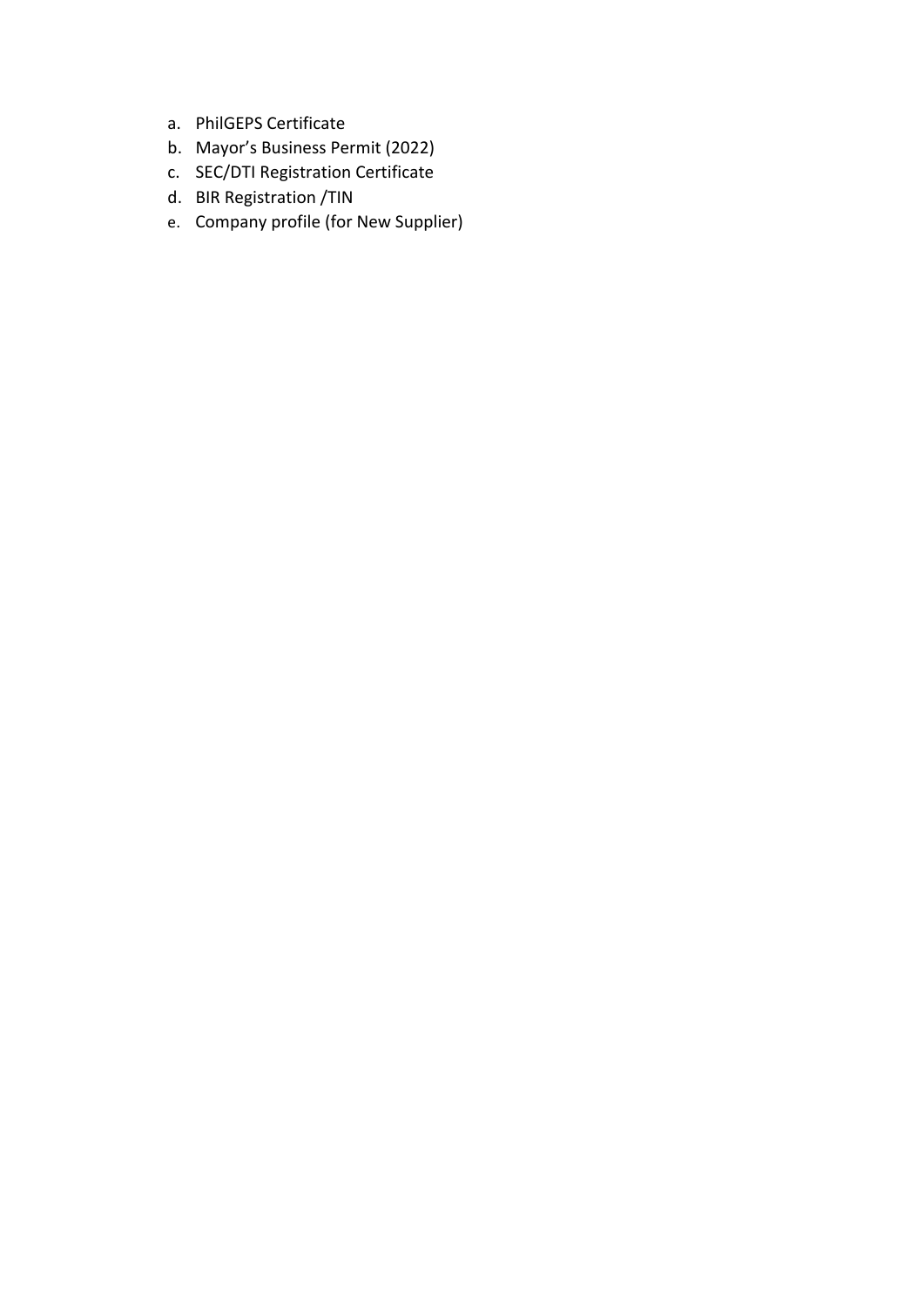a. PhilGEPS Certificate
b. Mayor's Business Permit (2022)
c. SEC/DTI Registration Certificate
d. BIR Registration /TIN
e. Company profile (for New Supplier)